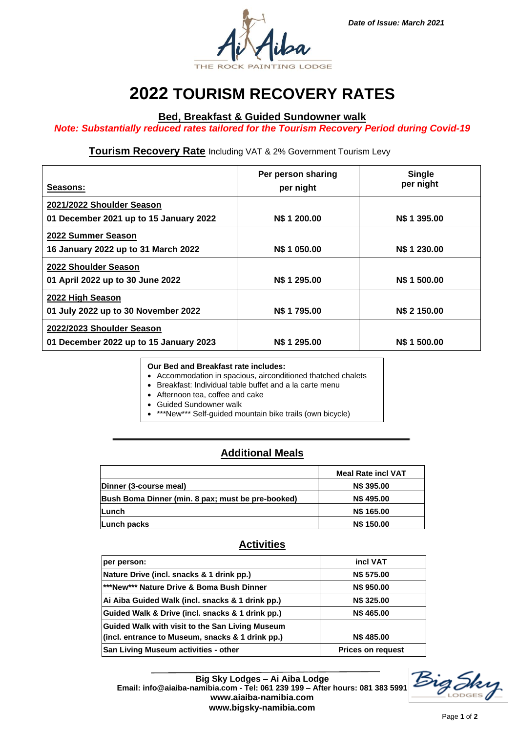Date of Issue: March 2021

Ai Aiba

THE ROCK PAINTING LODGE

# 2022 TOURISM RECOVERY RATES

## Bed, Breakfast & Guided Sundowner walk

*Note: Substantially reduced rates tailored for the Tourism Recovery Period during Covid-19*

**Tourism Recovery Rate** Including VAT & 2% Government Tourism Levy

| Seasons: | Per person sharing per night | Single per night |
|---|---|---|
| 2021/2022 Shoulder Season<br>01 December 2021 up to 15 January 2022 | N$ 1 200.00 | N$ 1 395.00 |
| 2022 Summer Season<br>16 January 2022 up to 31 March 2022 | N$ 1 050.00 | N$ 1 230.00 |
| 2022 Shoulder Season<br>01 April 2022 up to 30 June 2022 | N$ 1 295.00 | N$ 1 500.00 |
| 2022 High Season<br>01 July 2022 up to 30 November 2022 | N$ 1 795.00 | N$ 2 150.00 |
| 2022/2023 Shoulder Season<br>01 December 2022 up to 15 January 2023 | N$ 1 295.00 | N$ 1 500.00 |

**Our Bed and Breakfast rate includes:**

- Accommodation in spacious, airconditioned thatched chalets
- Breakfast: Individual table buffet and a la carte menu
- Afternoon tea, coffee and cake
- Guided Sundowner walk
- ***New*** Self-guided mountain bike trails (own bicycle)

## Additional Meals

| | Meal Rate incl VAT |
|---|---|
| Dinner (3-course meal) | N$ 395.00 |
| Bush Boma Dinner (min. 8 pax; must be pre-booked) | N$ 495.00 |
| Lunch | N$ 165.00 |
| Lunch packs | N$ 150.00 |

## Activities

| per person: | incl VAT |
|---|---|
| Nature Drive (incl. snacks & 1 drink pp.) | N$ 575.00 |
| ***New*** Nature Drive & Boma Bush Dinner | N$ 950.00 |
| Ai Aiba Guided Walk (incl. snacks & 1 drink pp.) | N$ 325.00 |
| Guided Walk & Drive (incl. snacks & 1 drink pp.) | N$ 465.00 |
| Guided Walk with visit to the San Living Museum (incl. entrance to Museum, snacks & 1 drink pp.) | N$ 485.00 |
| San Living Museum activities - other | Prices on request |

**Big Sky Lodges – Ai Aiba Lodge**
**Email: info@aiaiba-namibia.com - Tel: 061 239 199 – After hours: 081 383 5991**
**www.aiaiba-namibia.com**
**www.bigsky-namibia.com**

Big Sky LODGES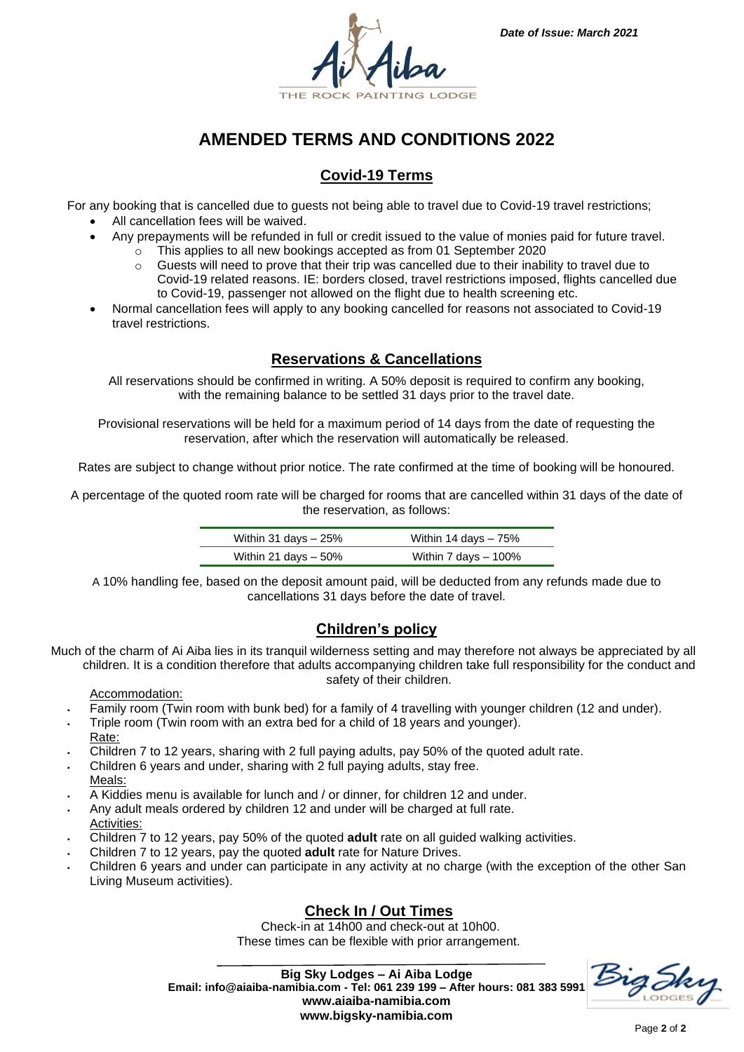*Date of Issue: March 2021*

THE ROCK PAINTING LODGE

# AMENDED TERMS AND CONDITIONS 2022

## Covid-19 Terms

For any booking that is cancelled due to guests not being able to travel due to Covid-19 travel restrictions;

- All cancellation fees will be waived.
- Any prepayments will be refunded in full or credit issued to the value of monies paid for future travel.
    - This applies to all new bookings accepted as from 01 September 2020
    - Guests will need to prove that their trip was cancelled due to their inability to travel due to Covid-19 related reasons. IE: borders closed, travel restrictions imposed, flights cancelled due to Covid-19, passenger not allowed on the flight due to health screening etc.
- Normal cancellation fees will apply to any booking cancelled for reasons not associated to Covid-19 travel restrictions.

## Reservations & Cancellations

All reservations should be confirmed in writing. A 50% deposit is required to confirm any booking, with the remaining balance to be settled 31 days prior to the travel date.

Provisional reservations will be held for a maximum period of 14 days from the date of requesting the reservation, after which the reservation will automatically be released.

Rates are subject to change without prior notice. The rate confirmed at the time of booking will be honoured.

A percentage of the quoted room rate will be charged for rooms that are cancelled within 31 days of the date of the reservation, as follows:

| | |
|---|---|
| Within 31 days – 25% | Within 14 days – 75% |
| Within 21 days – 50% | Within 7 days – 100% |

A 10% handling fee, based on the deposit amount paid, will be deducted from any refunds made due to cancellations 31 days before the date of travel.

## Children's policy

Much of the charm of Ai Aiba lies in its tranquil wilderness setting and may therefore not always be appreciated by all children. It is a condition therefore that adults accompanying children take full responsibility for the conduct and safety of their children.

Accommodation:

- Family room (Twin room with bunk bed) for a family of 4 travelling with younger children (12 and under).
- Triple room (Twin room with an extra bed for a child of 18 years and younger).

Rate:

- Children 7 to 12 years, sharing with 2 full paying adults, pay 50% of the quoted adult rate.
- Children 6 years and under, sharing with 2 full paying adults, stay free.

Meals:

- A Kiddies menu is available for lunch and / or dinner, for children 12 and under.
- Any adult meals ordered by children 12 and under will be charged at full rate.

Activities:

- Children 7 to 12 years, pay 50% of the quoted **adult** rate on all guided walking activities.
- Children 7 to 12 years, pay the quoted **adult** rate for Nature Drives.
- Children 6 years and under can participate in any activity at no charge (with the exception of the other San Living Museum activities).

## Check In / Out Times

Check-in at 14h00 and check-out at 10h00.
These times can be flexible with prior arrangement.

**Big Sky Lodges – Ai Aiba Lodge**
**Email: info@aiaiba-namibia.com - Tel: 061 239 199 – After hours: 081 383 5991**
**www.aiaiba-namibia.com**
**www.bigsky-namibia.com**